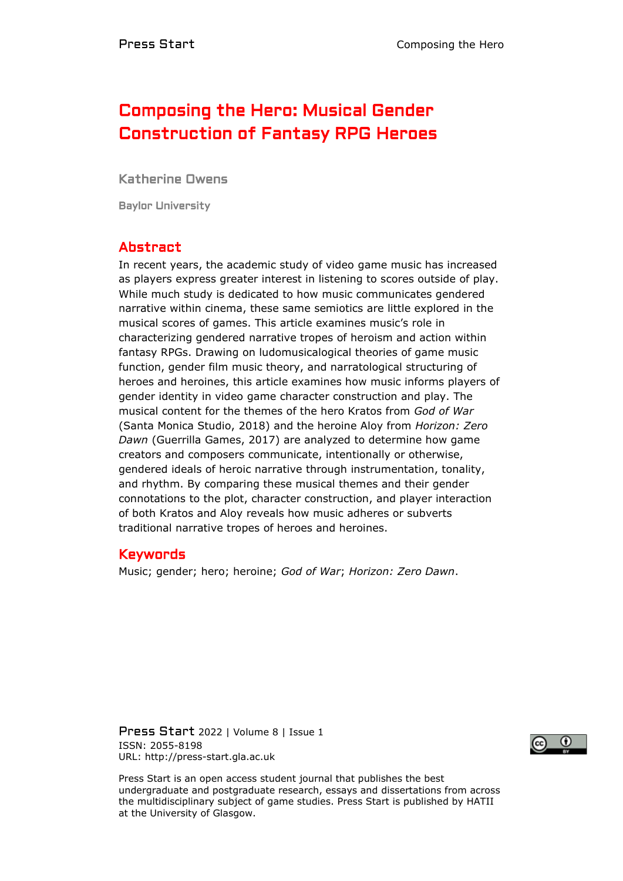# Composing the Hero: Musical Gender Construction of Fantasy RPG Heroes

**Katherine Owens**

**Baylor University**

## Abstract

In recent years, the academic study of video game music has increased as players express greater interest in listening to scores outside of play. While much study is dedicated to how music communicates gendered narrative within cinema, these same semiotics are little explored in the musical scores of games. This article examines music's role in characterizing gendered narrative tropes of heroism and action within fantasy RPGs. Drawing on ludomusicalogical theories of game music function, gender film music theory, and narratological structuring of heroes and heroines, this article examines how music informs players of gender identity in video game character construction and play. The musical content for the themes of the hero Kratos from *God of War* (Santa Monica Studio, 2018) and the heroine Aloy from *Horizon: Zero Dawn* (Guerrilla Games, 2017) are analyzed to determine how game creators and composers communicate, intentionally or otherwise, gendered ideals of heroic narrative through instrumentation, tonality, and rhythm. By comparing these musical themes and their gender connotations to the plot, character construction, and player interaction of both Kratos and Aloy reveals how music adheres or subverts traditional narrative tropes of heroes and heroines.

## Keywords

Music; gender; hero; heroine; *God of War*; *Horizon: Zero Dawn*.

Press Start 2022 | Volume 8 | Issue 1
ISSN: 2055-8198
URL: http://press-start.gla.ac.uk

Press Start is an open access student journal that publishes the best undergraduate and postgraduate research, essays and dissertations from across the multidisciplinary subject of game studies. Press Start is published by HATII at the University of Glasgow.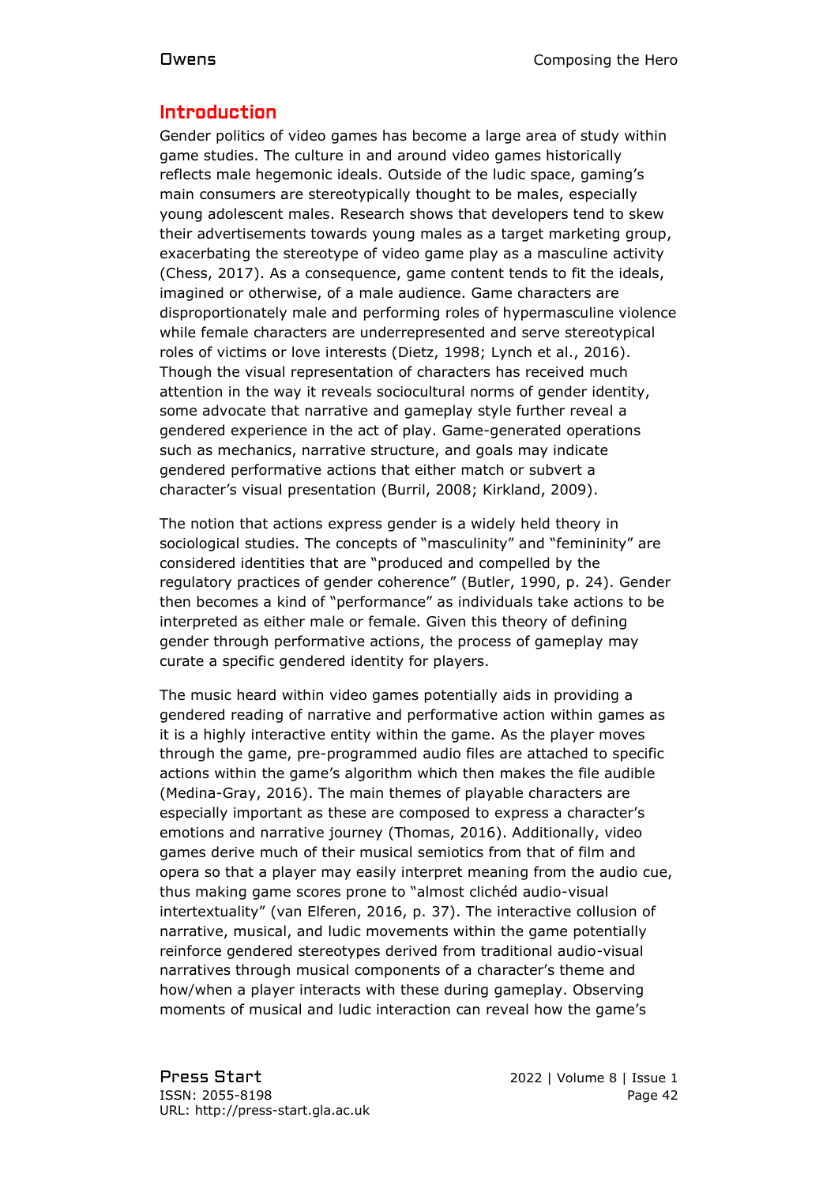## Introduction

Gender politics of video games has become a large area of study within game studies. The culture in and around video games historically reflects male hegemonic ideals. Outside of the ludic space, gaming's main consumers are stereotypically thought to be males, especially young adolescent males. Research shows that developers tend to skew their advertisements towards young males as a target marketing group, exacerbating the stereotype of video game play as a masculine activity (Chess, 2017). As a consequence, game content tends to fit the ideals, imagined or otherwise, of a male audience. Game characters are disproportionately male and performing roles of hypermasculine violence while female characters are underrepresented and serve stereotypical roles of victims or love interests (Dietz, 1998; Lynch et al., 2016). Though the visual representation of characters has received much attention in the way it reveals sociocultural norms of gender identity, some advocate that narrative and gameplay style further reveal a gendered experience in the act of play. Game-generated operations such as mechanics, narrative structure, and goals may indicate gendered performative actions that either match or subvert a character's visual presentation (Burril, 2008; Kirkland, 2009).

The notion that actions express gender is a widely held theory in sociological studies. The concepts of "masculinity" and "femininity" are considered identities that are "produced and compelled by the regulatory practices of gender coherence" (Butler, 1990, p. 24). Gender then becomes a kind of "performance" as individuals take actions to be interpreted as either male or female. Given this theory of defining gender through performative actions, the process of gameplay may curate a specific gendered identity for players.

The music heard within video games potentially aids in providing a gendered reading of narrative and performative action within games as it is a highly interactive entity within the game. As the player moves through the game, pre-programmed audio files are attached to specific actions within the game's algorithm which then makes the file audible (Medina-Gray, 2016). The main themes of playable characters are especially important as these are composed to express a character's emotions and narrative journey (Thomas, 2016). Additionally, video games derive much of their musical semiotics from that of film and opera so that a player may easily interpret meaning from the audio cue, thus making game scores prone to "almost clichéd audio-visual intertextuality" (van Elferen, 2016, p. 37). The interactive collusion of narrative, musical, and ludic movements within the game potentially reinforce gendered stereotypes derived from traditional audio-visual narratives through musical components of a character's theme and how/when a player interacts with these during gameplay. Observing moments of musical and ludic interaction can reveal how the game's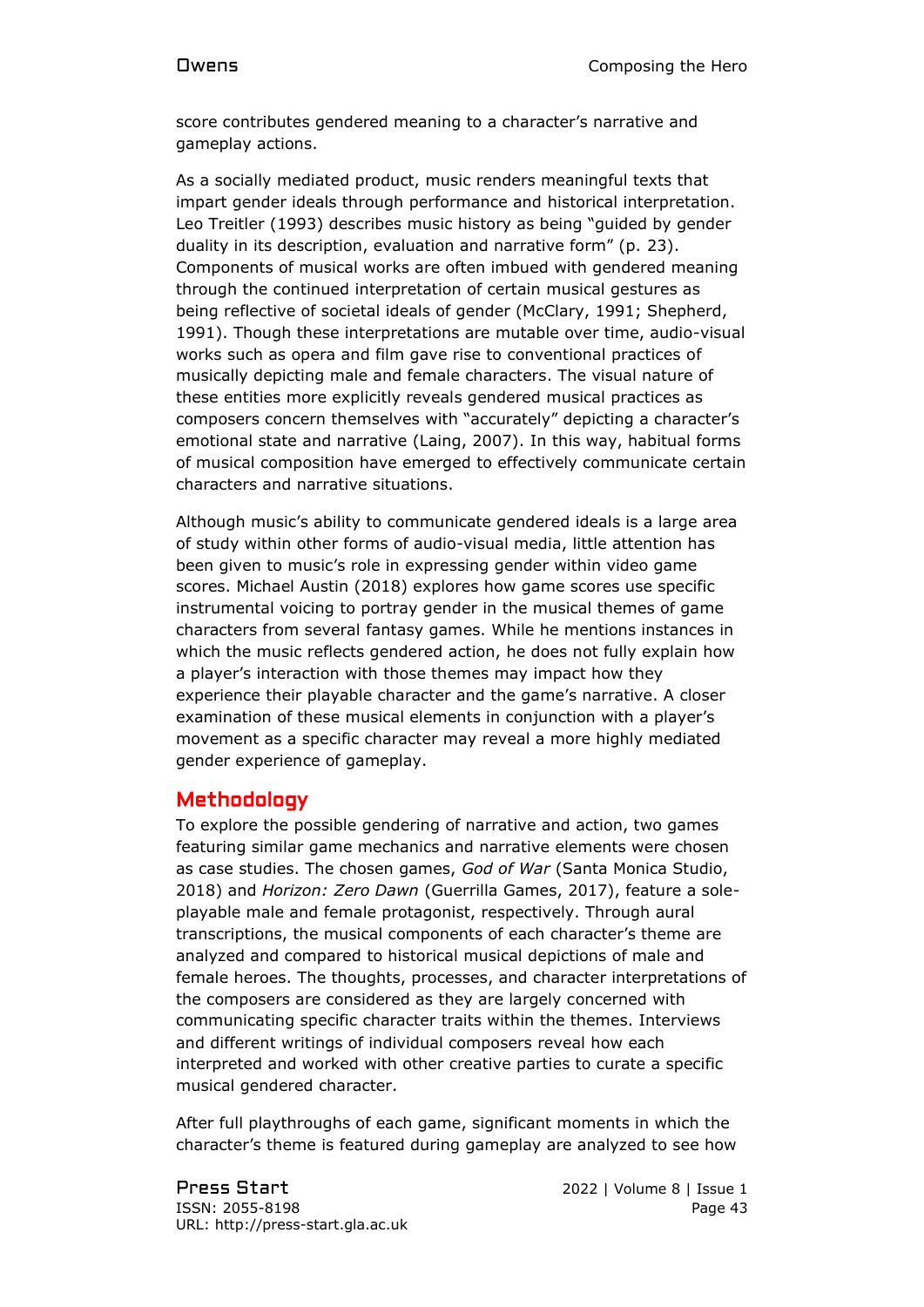score contributes gendered meaning to a character's narrative and gameplay actions.

As a socially mediated product, music renders meaningful texts that impart gender ideals through performance and historical interpretation. Leo Treitler (1993) describes music history as being "guided by gender duality in its description, evaluation and narrative form" (p. 23). Components of musical works are often imbued with gendered meaning through the continued interpretation of certain musical gestures as being reflective of societal ideals of gender (McClary, 1991; Shepherd, 1991). Though these interpretations are mutable over time, audio-visual works such as opera and film gave rise to conventional practices of musically depicting male and female characters. The visual nature of these entities more explicitly reveals gendered musical practices as composers concern themselves with "accurately" depicting a character's emotional state and narrative (Laing, 2007). In this way, habitual forms of musical composition have emerged to effectively communicate certain characters and narrative situations.

Although music's ability to communicate gendered ideals is a large area of study within other forms of audio-visual media, little attention has been given to music's role in expressing gender within video game scores. Michael Austin (2018) explores how game scores use specific instrumental voicing to portray gender in the musical themes of game characters from several fantasy games. While he mentions instances in which the music reflects gendered action, he does not fully explain how a player's interaction with those themes may impact how they experience their playable character and the game's narrative. A closer examination of these musical elements in conjunction with a player's movement as a specific character may reveal a more highly mediated gender experience of gameplay.

## Methodology

To explore the possible gendering of narrative and action, two games featuring similar game mechanics and narrative elements were chosen as case studies. The chosen games, *God of War* (Santa Monica Studio, 2018) and *Horizon: Zero Dawn* (Guerrilla Games, 2017), feature a sole-playable male and female protagonist, respectively. Through aural transcriptions, the musical components of each character's theme are analyzed and compared to historical musical depictions of male and female heroes. The thoughts, processes, and character interpretations of the composers are considered as they are largely concerned with communicating specific character traits within the themes. Interviews and different writings of individual composers reveal how each interpreted and worked with other creative parties to curate a specific musical gendered character.

After full playthroughs of each game, significant moments in which the character's theme is featured during gameplay are analyzed to see how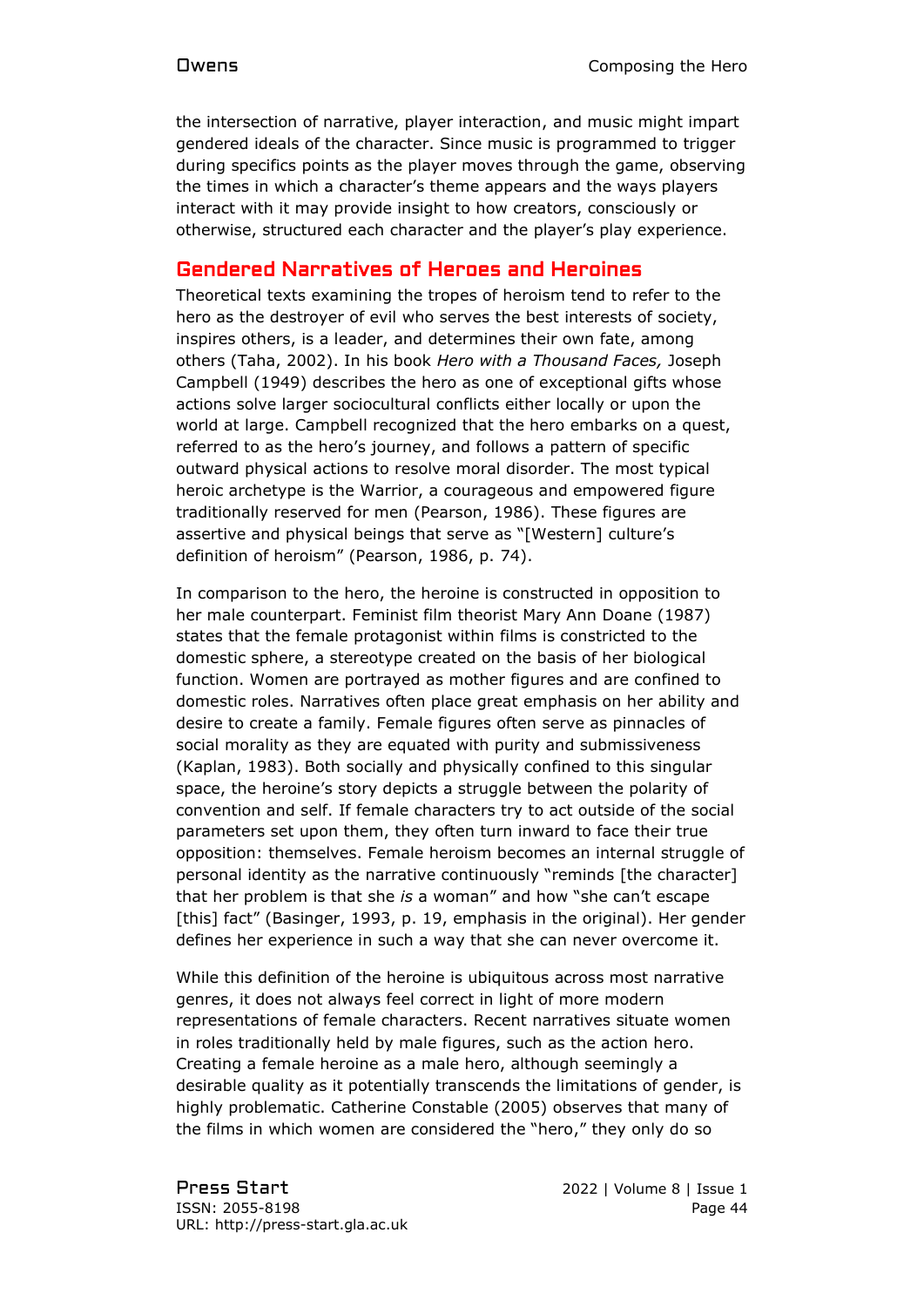the intersection of narrative, player interaction, and music might impart gendered ideals of the character. Since music is programmed to trigger during specifics points as the player moves through the game, observing the times in which a character's theme appears and the ways players interact with it may provide insight to how creators, consciously or otherwise, structured each character and the player's play experience.

## Gendered Narratives of Heroes and Heroines

Theoretical texts examining the tropes of heroism tend to refer to the hero as the destroyer of evil who serves the best interests of society, inspires others, is a leader, and determines their own fate, among others (Taha, 2002). In his book *Hero with a Thousand Faces,* Joseph Campbell (1949) describes the hero as one of exceptional gifts whose actions solve larger sociocultural conflicts either locally or upon the world at large. Campbell recognized that the hero embarks on a quest, referred to as the hero's journey, and follows a pattern of specific outward physical actions to resolve moral disorder. The most typical heroic archetype is the Warrior, a courageous and empowered figure traditionally reserved for men (Pearson, 1986). These figures are assertive and physical beings that serve as "[Western] culture's definition of heroism" (Pearson, 1986, p. 74).

In comparison to the hero, the heroine is constructed in opposition to her male counterpart. Feminist film theorist Mary Ann Doane (1987) states that the female protagonist within films is constricted to the domestic sphere, a stereotype created on the basis of her biological function. Women are portrayed as mother figures and are confined to domestic roles. Narratives often place great emphasis on her ability and desire to create a family. Female figures often serve as pinnacles of social morality as they are equated with purity and submissiveness (Kaplan, 1983). Both socially and physically confined to this singular space, the heroine's story depicts a struggle between the polarity of convention and self. If female characters try to act outside of the social parameters set upon them, they often turn inward to face their true opposition: themselves. Female heroism becomes an internal struggle of personal identity as the narrative continuously "reminds [the character] that her problem is that she *is* a woman" and how "she can't escape [this] fact" (Basinger, 1993, p. 19, emphasis in the original). Her gender defines her experience in such a way that she can never overcome it.

While this definition of the heroine is ubiquitous across most narrative genres, it does not always feel correct in light of more modern representations of female characters. Recent narratives situate women in roles traditionally held by male figures, such as the action hero. Creating a female heroine as a male hero, although seemingly a desirable quality as it potentially transcends the limitations of gender, is highly problematic. Catherine Constable (2005) observes that many of the films in which women are considered the "hero," they only do so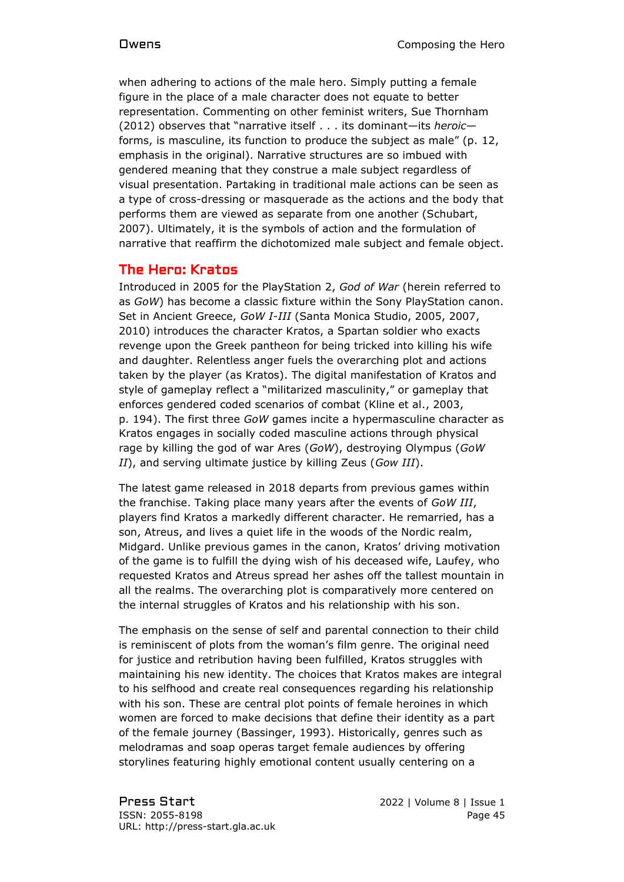when adhering to actions of the male hero. Simply putting a female figure in the place of a male character does not equate to better representation. Commenting on other feminist writers, Sue Thornham (2012) observes that "narrative itself . . . its dominant—its *heroic*—forms, is masculine, its function to produce the subject as male" (p. 12, emphasis in the original). Narrative structures are so imbued with gendered meaning that they construe a male subject regardless of visual presentation. Partaking in traditional male actions can be seen as a type of cross-dressing or masquerade as the actions and the body that performs them are viewed as separate from one another (Schubart, 2007). Ultimately, it is the symbols of action and the formulation of narrative that reaffirm the dichotomized male subject and female object.

## The Hero: Kratos

Introduced in 2005 for the PlayStation 2, *God of War* (herein referred to as *GoW*) has become a classic fixture within the Sony PlayStation canon. Set in Ancient Greece, *GoW I-III* (Santa Monica Studio, 2005, 2007, 2010) introduces the character Kratos, a Spartan soldier who exacts revenge upon the Greek pantheon for being tricked into killing his wife and daughter. Relentless anger fuels the overarching plot and actions taken by the player (as Kratos). The digital manifestation of Kratos and style of gameplay reflect a "militarized masculinity," or gameplay that enforces gendered coded scenarios of combat (Kline et al., 2003, p. 194). The first three *GoW* games incite a hypermasculine character as Kratos engages in socially coded masculine actions through physical rage by killing the god of war Ares (*GoW*), destroying Olympus (*GoW II*), and serving ultimate justice by killing Zeus (*Gow III*).

The latest game released in 2018 departs from previous games within the franchise. Taking place many years after the events of *GoW III*, players find Kratos a markedly different character. He remarried, has a son, Atreus, and lives a quiet life in the woods of the Nordic realm, Midgard. Unlike previous games in the canon, Kratos' driving motivation of the game is to fulfill the dying wish of his deceased wife, Laufey, who requested Kratos and Atreus spread her ashes off the tallest mountain in all the realms. The overarching plot is comparatively more centered on the internal struggles of Kratos and his relationship with his son.

The emphasis on the sense of self and parental connection to their child is reminiscent of plots from the woman's film genre. The original need for justice and retribution having been fulfilled, Kratos struggles with maintaining his new identity. The choices that Kratos makes are integral to his selfhood and create real consequences regarding his relationship with his son. These are central plot points of female heroines in which women are forced to make decisions that define their identity as a part of the female journey (Bassinger, 1993). Historically, genres such as melodramas and soap operas target female audiences by offering storylines featuring highly emotional content usually centering on a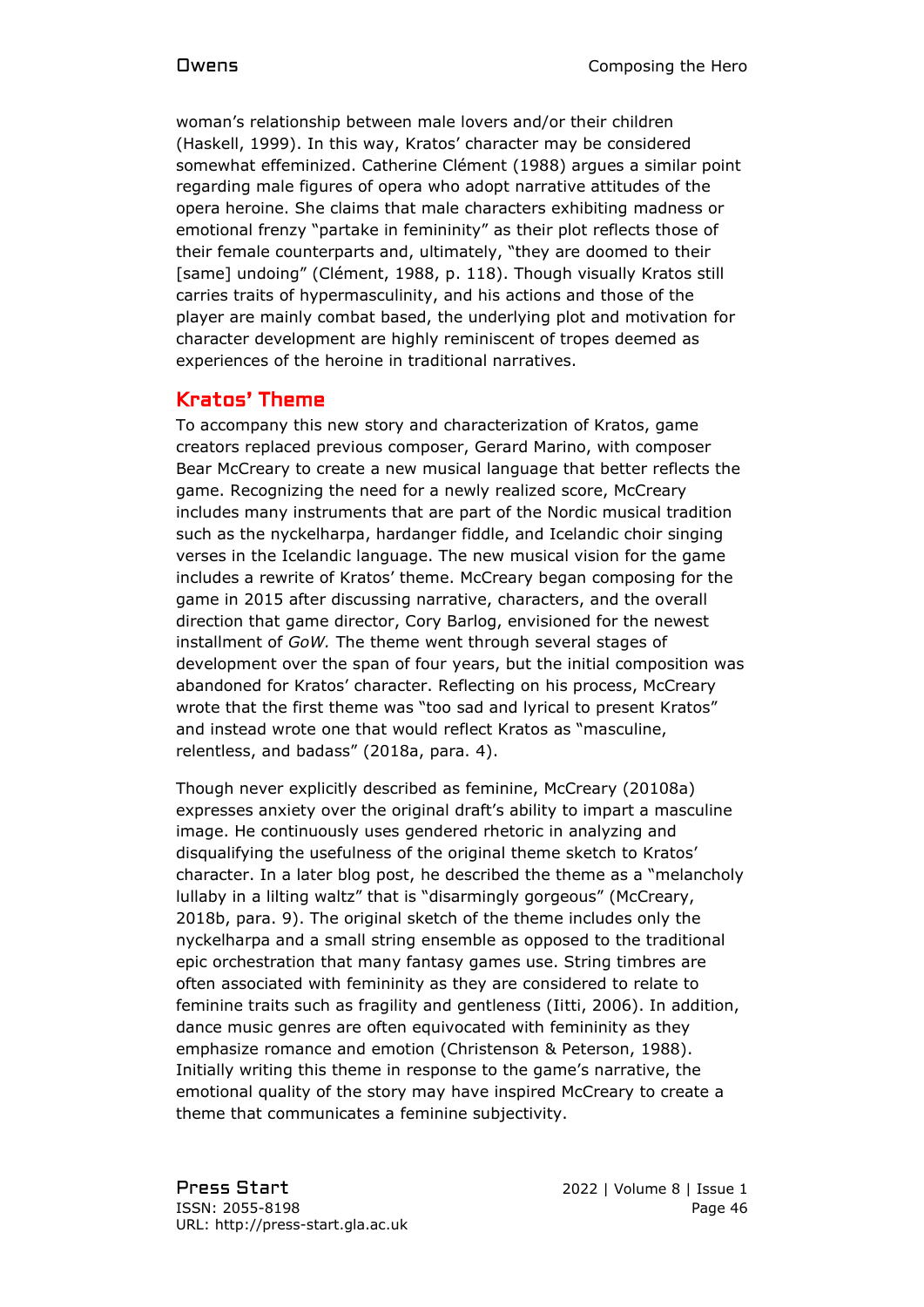woman's relationship between male lovers and/or their children (Haskell, 1999). In this way, Kratos' character may be considered somewhat effeminized. Catherine Clément (1988) argues a similar point regarding male figures of opera who adopt narrative attitudes of the opera heroine. She claims that male characters exhibiting madness or emotional frenzy "partake in femininity" as their plot reflects those of their female counterparts and, ultimately, "they are doomed to their [same] undoing" (Clément, 1988, p. 118). Though visually Kratos still carries traits of hypermasculinity, and his actions and those of the player are mainly combat based, the underlying plot and motivation for character development are highly reminiscent of tropes deemed as experiences of the heroine in traditional narratives.

## Kratos' Theme

To accompany this new story and characterization of Kratos, game creators replaced previous composer, Gerard Marino, with composer Bear McCreary to create a new musical language that better reflects the game. Recognizing the need for a newly realized score, McCreary includes many instruments that are part of the Nordic musical tradition such as the nyckelharpa, hardanger fiddle, and Icelandic choir singing verses in the Icelandic language. The new musical vision for the game includes a rewrite of Kratos' theme. McCreary began composing for the game in 2015 after discussing narrative, characters, and the overall direction that game director, Cory Barlog, envisioned for the newest installment of *GoW.* The theme went through several stages of development over the span of four years, but the initial composition was abandoned for Kratos' character. Reflecting on his process, McCreary wrote that the first theme was "too sad and lyrical to present Kratos" and instead wrote one that would reflect Kratos as "masculine, relentless, and badass" (2018a, para. 4).

Though never explicitly described as feminine, McCreary (20108a) expresses anxiety over the original draft's ability to impart a masculine image. He continuously uses gendered rhetoric in analyzing and disqualifying the usefulness of the original theme sketch to Kratos' character. In a later blog post, he described the theme as a "melancholy lullaby in a lilting waltz" that is "disarmingly gorgeous" (McCreary, 2018b, para. 9). The original sketch of the theme includes only the nyckelharpa and a small string ensemble as opposed to the traditional epic orchestration that many fantasy games use. String timbres are often associated with femininity as they are considered to relate to feminine traits such as fragility and gentleness (Iitti, 2006). In addition, dance music genres are often equivocated with femininity as they emphasize romance and emotion (Christenson & Peterson, 1988). Initially writing this theme in response to the game's narrative, the emotional quality of the story may have inspired McCreary to create a theme that communicates a feminine subjectivity.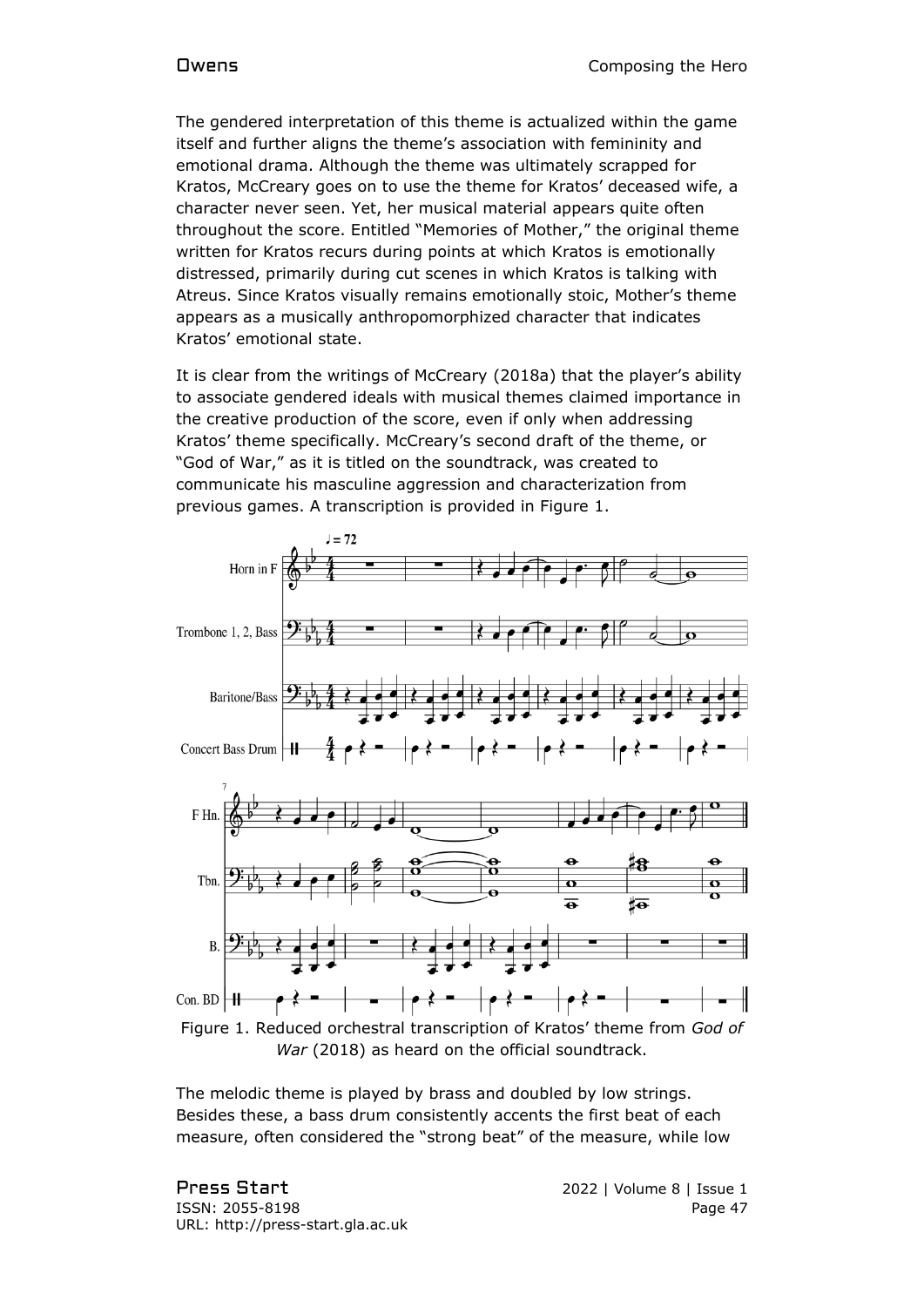The gendered interpretation of this theme is actualized within the game itself and further aligns the theme's association with femininity and emotional drama. Although the theme was ultimately scrapped for Kratos, McCreary goes on to use the theme for Kratos' deceased wife, a character never seen. Yet, her musical material appears quite often throughout the score. Entitled "Memories of Mother," the original theme written for Kratos recurs during points at which Kratos is emotionally distressed, primarily during cut scenes in which Kratos is talking with Atreus. Since Kratos visually remains emotionally stoic, Mother's theme appears as a musically anthropomorphized character that indicates Kratos' emotional state.

It is clear from the writings of McCreary (2018a) that the player's ability to associate gendered ideals with musical themes claimed importance in the creative production of the score, even if only when addressing Kratos' theme specifically. McCreary's second draft of the theme, or "God of War," as it is titled on the soundtrack, was created to communicate his masculine aggression and characterization from previous games. A transcription is provided in Figure 1.

Figure 1. Reduced orchestral transcription of Kratos' theme from *God of War* (2018) as heard on the official soundtrack.

The melodic theme is played by brass and doubled by low strings. Besides these, a bass drum consistently accents the first beat of each measure, often considered the "strong beat" of the measure, while low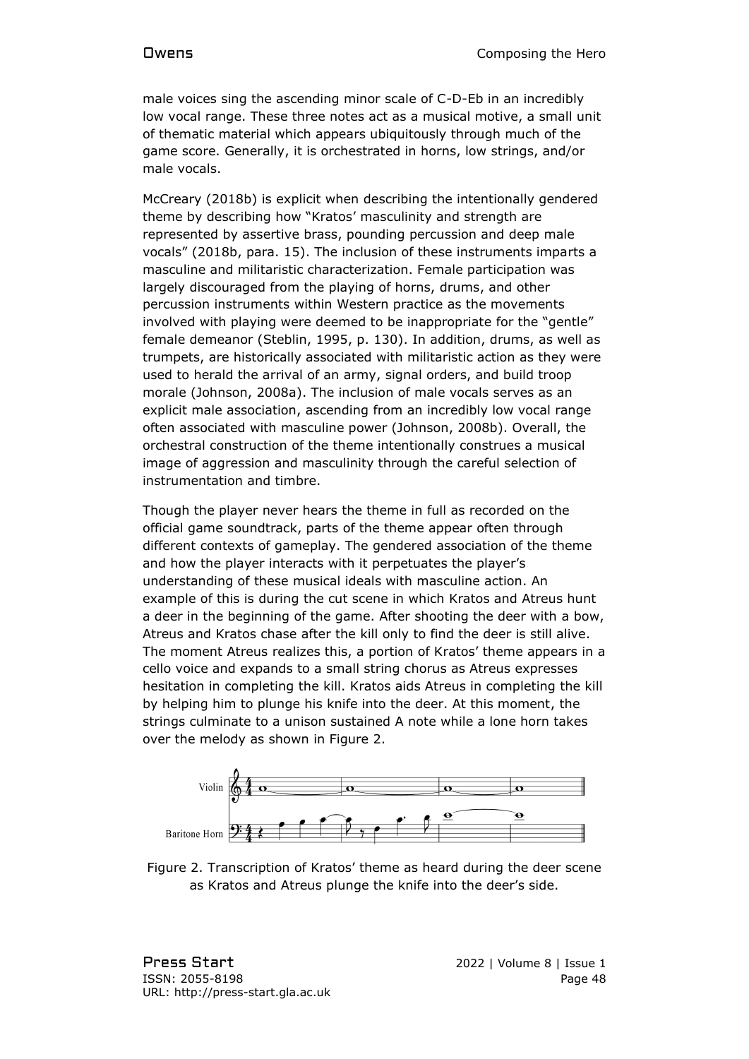male voices sing the ascending minor scale of C-D-Eb in an incredibly low vocal range. These three notes act as a musical motive, a small unit of thematic material which appears ubiquitously through much of the game score. Generally, it is orchestrated in horns, low strings, and/or male vocals.

McCreary (2018b) is explicit when describing the intentionally gendered theme by describing how "Kratos' masculinity and strength are represented by assertive brass, pounding percussion and deep male vocals" (2018b, para. 15). The inclusion of these instruments imparts a masculine and militaristic characterization. Female participation was largely discouraged from the playing of horns, drums, and other percussion instruments within Western practice as the movements involved with playing were deemed to be inappropriate for the "gentle" female demeanor (Steblin, 1995, p. 130). In addition, drums, as well as trumpets, are historically associated with militaristic action as they were used to herald the arrival of an army, signal orders, and build troop morale (Johnson, 2008a). The inclusion of male vocals serves as an explicit male association, ascending from an incredibly low vocal range often associated with masculine power (Johnson, 2008b). Overall, the orchestral construction of the theme intentionally construes a musical image of aggression and masculinity through the careful selection of instrumentation and timbre.

Though the player never hears the theme in full as recorded on the official game soundtrack, parts of the theme appear often through different contexts of gameplay. The gendered association of the theme and how the player interacts with it perpetuates the player's understanding of these musical ideals with masculine action. An example of this is during the cut scene in which Kratos and Atreus hunt a deer in the beginning of the game. After shooting the deer with a bow, Atreus and Kratos chase after the kill only to find the deer is still alive. The moment Atreus realizes this, a portion of Kratos' theme appears in a cello voice and expands to a small string chorus as Atreus expresses hesitation in completing the kill. Kratos aids Atreus in completing the kill by helping him to plunge his knife into the deer. At this moment, the strings culminate to a unison sustained A note while a lone horn takes over the melody as shown in Figure 2.

Figure 2. Transcription of Kratos' theme as heard during the deer scene as Kratos and Atreus plunge the knife into the deer's side.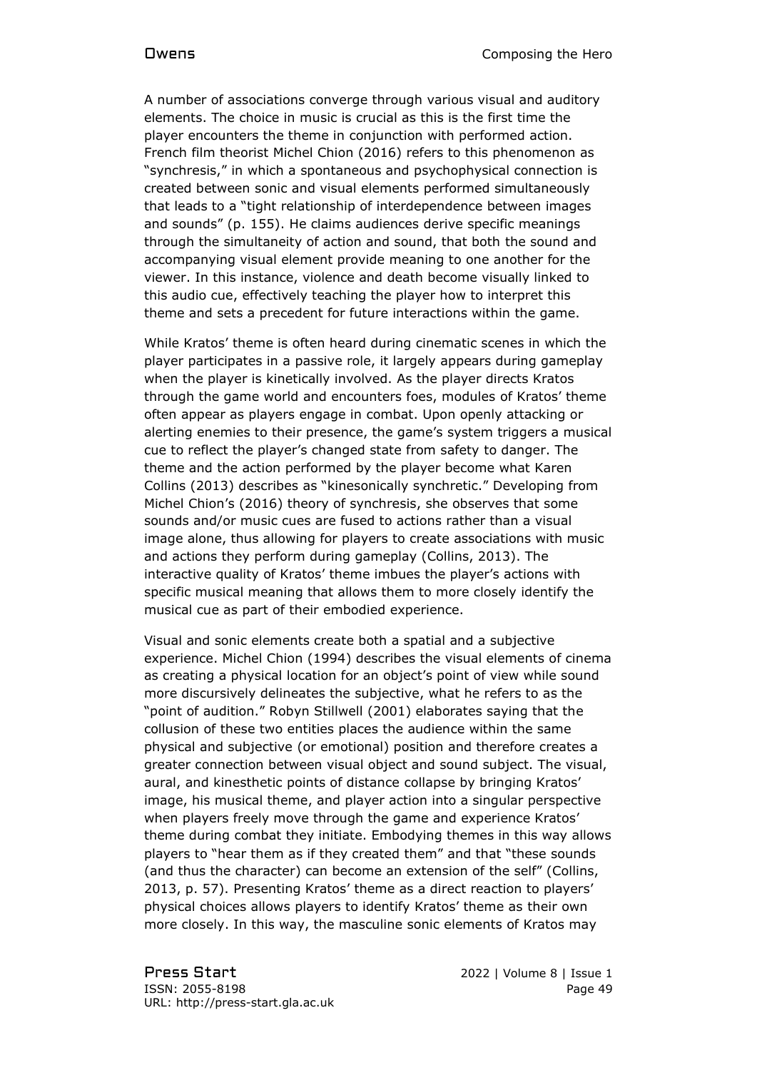A number of associations converge through various visual and auditory elements. The choice in music is crucial as this is the first time the player encounters the theme in conjunction with performed action. French film theorist Michel Chion (2016) refers to this phenomenon as "synchresis," in which a spontaneous and psychophysical connection is created between sonic and visual elements performed simultaneously that leads to a "tight relationship of interdependence between images and sounds" (p. 155). He claims audiences derive specific meanings through the simultaneity of action and sound, that both the sound and accompanying visual element provide meaning to one another for the viewer. In this instance, violence and death become visually linked to this audio cue, effectively teaching the player how to interpret this theme and sets a precedent for future interactions within the game.

While Kratos' theme is often heard during cinematic scenes in which the player participates in a passive role, it largely appears during gameplay when the player is kinetically involved. As the player directs Kratos through the game world and encounters foes, modules of Kratos' theme often appear as players engage in combat. Upon openly attacking or alerting enemies to their presence, the game's system triggers a musical cue to reflect the player's changed state from safety to danger. The theme and the action performed by the player become what Karen Collins (2013) describes as "kinesonically synchretic." Developing from Michel Chion's (2016) theory of synchresis, she observes that some sounds and/or music cues are fused to actions rather than a visual image alone, thus allowing for players to create associations with music and actions they perform during gameplay (Collins, 2013). The interactive quality of Kratos' theme imbues the player's actions with specific musical meaning that allows them to more closely identify the musical cue as part of their embodied experience.

Visual and sonic elements create both a spatial and a subjective experience. Michel Chion (1994) describes the visual elements of cinema as creating a physical location for an object's point of view while sound more discursively delineates the subjective, what he refers to as the "point of audition." Robyn Stillwell (2001) elaborates saying that the collusion of these two entities places the audience within the same physical and subjective (or emotional) position and therefore creates a greater connection between visual object and sound subject. The visual, aural, and kinesthetic points of distance collapse by bringing Kratos' image, his musical theme, and player action into a singular perspective when players freely move through the game and experience Kratos' theme during combat they initiate. Embodying themes in this way allows players to "hear them as if they created them" and that "these sounds (and thus the character) can become an extension of the self" (Collins, 2013, p. 57). Presenting Kratos' theme as a direct reaction to players' physical choices allows players to identify Kratos' theme as their own more closely. In this way, the masculine sonic elements of Kratos may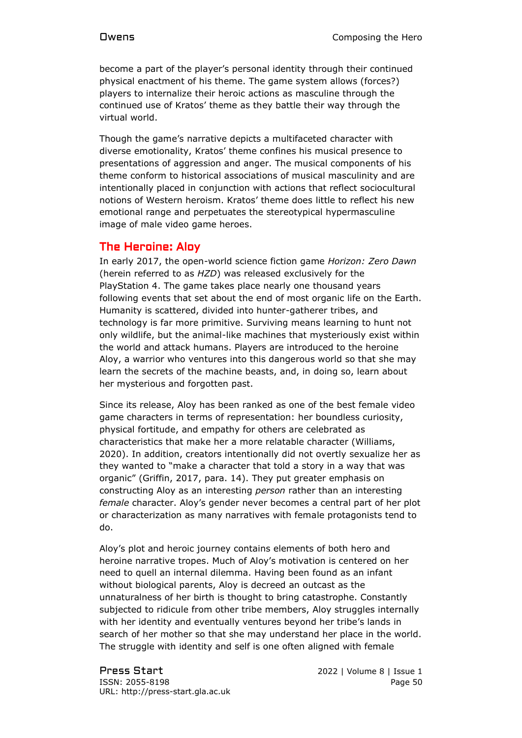become a part of the player's personal identity through their continued physical enactment of his theme. The game system allows (forces?) players to internalize their heroic actions as masculine through the continued use of Kratos' theme as they battle their way through the virtual world.

Though the game's narrative depicts a multifaceted character with diverse emotionality, Kratos' theme confines his musical presence to presentations of aggression and anger. The musical components of his theme conform to historical associations of musical masculinity and are intentionally placed in conjunction with actions that reflect sociocultural notions of Western heroism. Kratos' theme does little to reflect his new emotional range and perpetuates the stereotypical hypermasculine image of male video game heroes.

## The Heroine: Aloy

In early 2017, the open-world science fiction game *Horizon: Zero Dawn* (herein referred to as *HZD*) was released exclusively for the PlayStation 4. The game takes place nearly one thousand years following events that set about the end of most organic life on the Earth. Humanity is scattered, divided into hunter-gatherer tribes, and technology is far more primitive. Surviving means learning to hunt not only wildlife, but the animal-like machines that mysteriously exist within the world and attack humans. Players are introduced to the heroine Aloy, a warrior who ventures into this dangerous world so that she may learn the secrets of the machine beasts, and, in doing so, learn about her mysterious and forgotten past.

Since its release, Aloy has been ranked as one of the best female video game characters in terms of representation: her boundless curiosity, physical fortitude, and empathy for others are celebrated as characteristics that make her a more relatable character (Williams, 2020). In addition, creators intentionally did not overtly sexualize her as they wanted to "make a character that told a story in a way that was organic" (Griffin, 2017, para. 14). They put greater emphasis on constructing Aloy as an interesting *person* rather than an interesting *female* character. Aloy's gender never becomes a central part of her plot or characterization as many narratives with female protagonists tend to do.

Aloy's plot and heroic journey contains elements of both hero and heroine narrative tropes. Much of Aloy's motivation is centered on her need to quell an internal dilemma. Having been found as an infant without biological parents, Aloy is decreed an outcast as the unnaturalness of her birth is thought to bring catastrophe. Constantly subjected to ridicule from other tribe members, Aloy struggles internally with her identity and eventually ventures beyond her tribe's lands in search of her mother so that she may understand her place in the world. The struggle with identity and self is one often aligned with female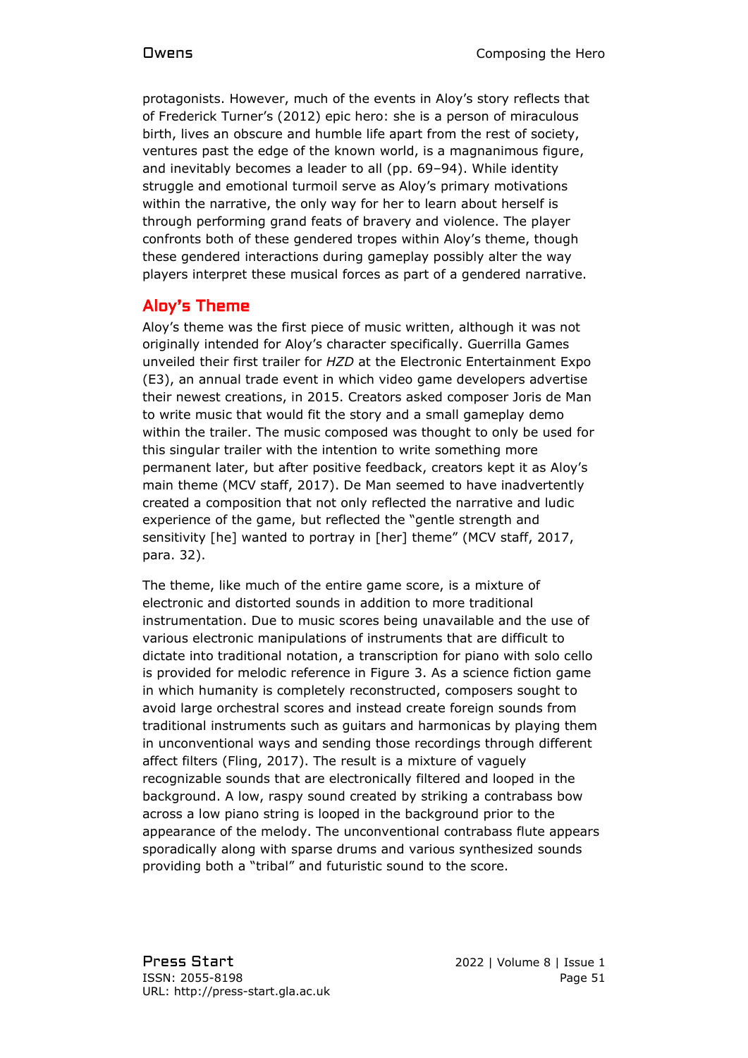protagonists. However, much of the events in Aloy's story reflects that of Frederick Turner's (2012) epic hero: she is a person of miraculous birth, lives an obscure and humble life apart from the rest of society, ventures past the edge of the known world, is a magnanimous figure, and inevitably becomes a leader to all (pp. 69–94). While identity struggle and emotional turmoil serve as Aloy's primary motivations within the narrative, the only way for her to learn about herself is through performing grand feats of bravery and violence. The player confronts both of these gendered tropes within Aloy's theme, though these gendered interactions during gameplay possibly alter the way players interpret these musical forces as part of a gendered narrative.

## Aloy's Theme

Aloy's theme was the first piece of music written, although it was not originally intended for Aloy's character specifically. Guerrilla Games unveiled their first trailer for *HZD* at the Electronic Entertainment Expo (E3), an annual trade event in which video game developers advertise their newest creations, in 2015. Creators asked composer Joris de Man to write music that would fit the story and a small gameplay demo within the trailer. The music composed was thought to only be used for this singular trailer with the intention to write something more permanent later, but after positive feedback, creators kept it as Aloy's main theme (MCV staff, 2017). De Man seemed to have inadvertently created a composition that not only reflected the narrative and ludic experience of the game, but reflected the "gentle strength and sensitivity [he] wanted to portray in [her] theme" (MCV staff, 2017, para. 32).

The theme, like much of the entire game score, is a mixture of electronic and distorted sounds in addition to more traditional instrumentation. Due to music scores being unavailable and the use of various electronic manipulations of instruments that are difficult to dictate into traditional notation, a transcription for piano with solo cello is provided for melodic reference in Figure 3. As a science fiction game in which humanity is completely reconstructed, composers sought to avoid large orchestral scores and instead create foreign sounds from traditional instruments such as guitars and harmonicas by playing them in unconventional ways and sending those recordings through different affect filters (Fling, 2017). The result is a mixture of vaguely recognizable sounds that are electronically filtered and looped in the background. A low, raspy sound created by striking a contrabass bow across a low piano string is looped in the background prior to the appearance of the melody. The unconventional contrabass flute appears sporadically along with sparse drums and various synthesized sounds providing both a "tribal" and futuristic sound to the score.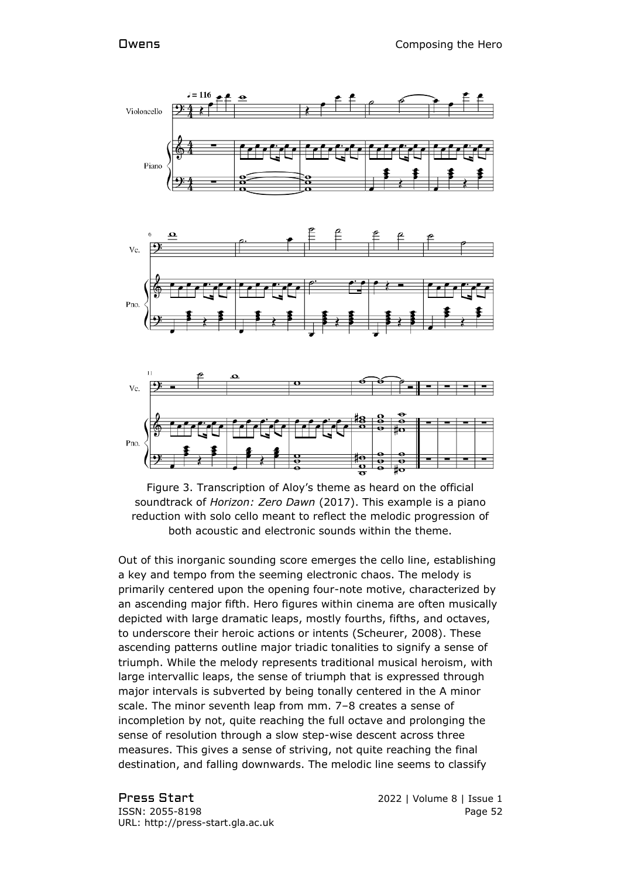Figure 3. Transcription of Aloy's theme as heard on the official soundtrack of *Horizon: Zero Dawn* (2017). This example is a piano reduction with solo cello meant to reflect the melodic progression of both acoustic and electronic sounds within the theme.

Out of this inorganic sounding score emerges the cello line, establishing a key and tempo from the seeming electronic chaos. The melody is primarily centered upon the opening four-note motive, characterized by an ascending major fifth. Hero figures within cinema are often musically depicted with large dramatic leaps, mostly fourths, fifths, and octaves, to underscore their heroic actions or intents (Scheurer, 2008). These ascending patterns outline major triadic tonalities to signify a sense of triumph. While the melody represents traditional musical heroism, with large intervallic leaps, the sense of triumph that is expressed through major intervals is subverted by being tonally centered in the A minor scale. The minor seventh leap from mm. 7–8 creates a sense of incompletion by not, quite reaching the full octave and prolonging the sense of resolution through a slow step-wise descent across three measures. This gives a sense of striving, not quite reaching the final destination, and falling downwards. The melodic line seems to classify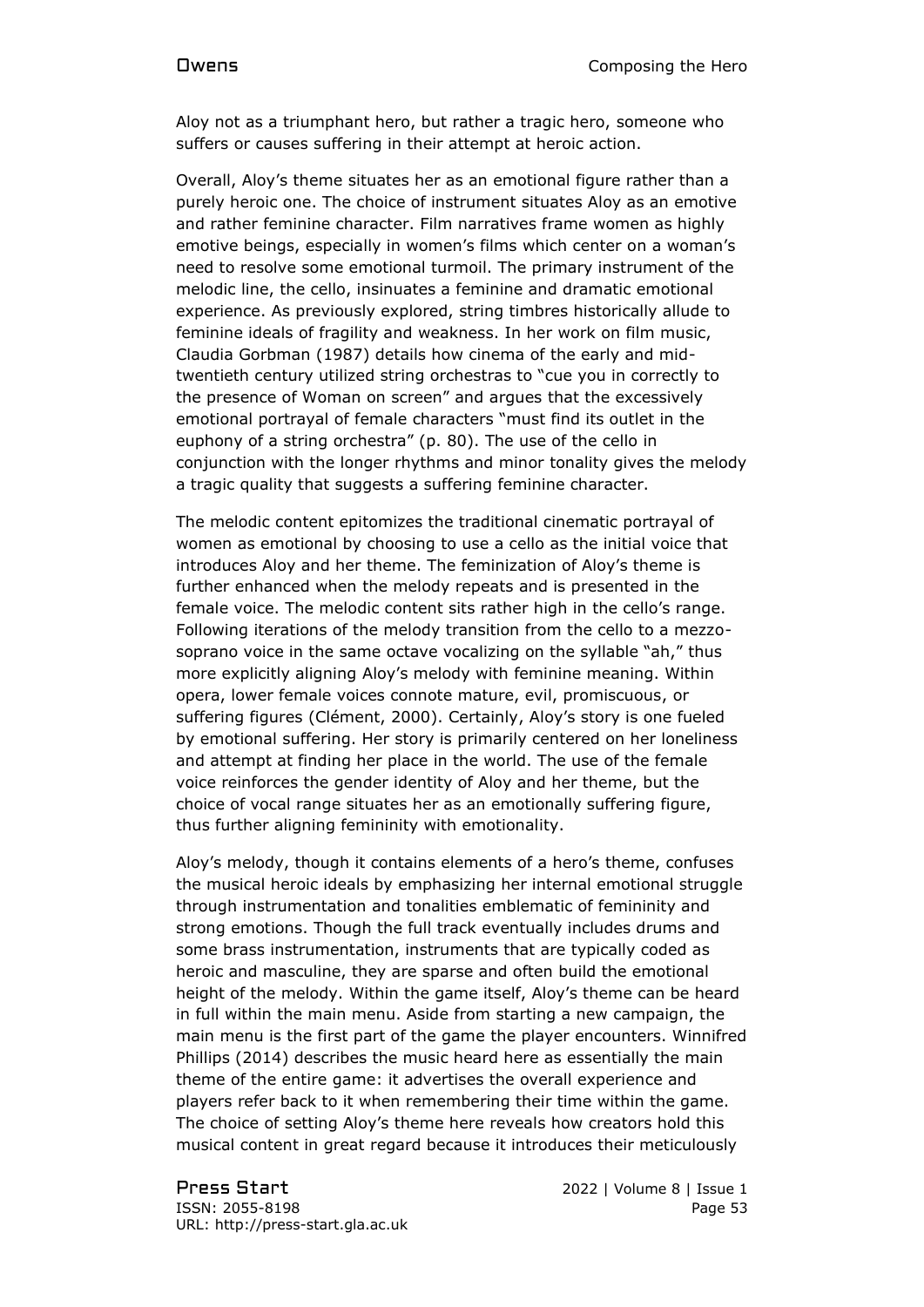Aloy not as a triumphant hero, but rather a tragic hero, someone who suffers or causes suffering in their attempt at heroic action.

Overall, Aloy's theme situates her as an emotional figure rather than a purely heroic one. The choice of instrument situates Aloy as an emotive and rather feminine character. Film narratives frame women as highly emotive beings, especially in women's films which center on a woman's need to resolve some emotional turmoil. The primary instrument of the melodic line, the cello, insinuates a feminine and dramatic emotional experience. As previously explored, string timbres historically allude to feminine ideals of fragility and weakness. In her work on film music, Claudia Gorbman (1987) details how cinema of the early and mid-twentieth century utilized string orchestras to "cue you in correctly to the presence of Woman on screen" and argues that the excessively emotional portrayal of female characters "must find its outlet in the euphony of a string orchestra" (p. 80). The use of the cello in conjunction with the longer rhythms and minor tonality gives the melody a tragic quality that suggests a suffering feminine character.

The melodic content epitomizes the traditional cinematic portrayal of women as emotional by choosing to use a cello as the initial voice that introduces Aloy and her theme. The feminization of Aloy's theme is further enhanced when the melody repeats and is presented in the female voice. The melodic content sits rather high in the cello's range. Following iterations of the melody transition from the cello to a mezzo-soprano voice in the same octave vocalizing on the syllable "ah," thus more explicitly aligning Aloy's melody with feminine meaning. Within opera, lower female voices connote mature, evil, promiscuous, or suffering figures (Clément, 2000). Certainly, Aloy's story is one fueled by emotional suffering. Her story is primarily centered on her loneliness and attempt at finding her place in the world. The use of the female voice reinforces the gender identity of Aloy and her theme, but the choice of vocal range situates her as an emotionally suffering figure, thus further aligning femininity with emotionality.

Aloy's melody, though it contains elements of a hero's theme, confuses the musical heroic ideals by emphasizing her internal emotional struggle through instrumentation and tonalities emblematic of femininity and strong emotions. Though the full track eventually includes drums and some brass instrumentation, instruments that are typically coded as heroic and masculine, they are sparse and often build the emotional height of the melody. Within the game itself, Aloy's theme can be heard in full within the main menu. Aside from starting a new campaign, the main menu is the first part of the game the player encounters. Winnifred Phillips (2014) describes the music heard here as essentially the main theme of the entire game: it advertises the overall experience and players refer back to it when remembering their time within the game. The choice of setting Aloy's theme here reveals how creators hold this musical content in great regard because it introduces their meticulously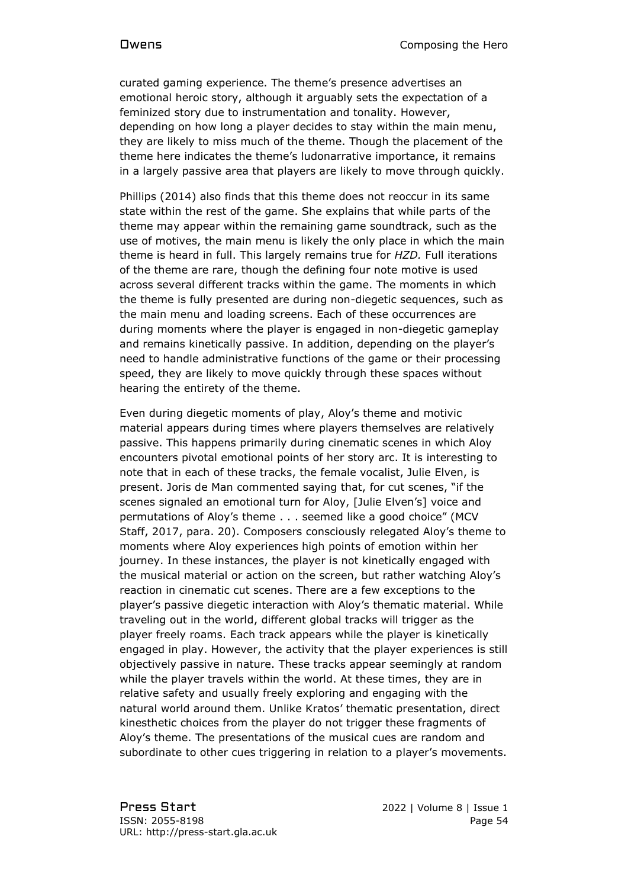curated gaming experience. The theme's presence advertises an emotional heroic story, although it arguably sets the expectation of a feminized story due to instrumentation and tonality. However, depending on how long a player decides to stay within the main menu, they are likely to miss much of the theme. Though the placement of the theme here indicates the theme's ludonarrative importance, it remains in a largely passive area that players are likely to move through quickly.

Phillips (2014) also finds that this theme does not reoccur in its same state within the rest of the game. She explains that while parts of the theme may appear within the remaining game soundtrack, such as the use of motives, the main menu is likely the only place in which the main theme is heard in full. This largely remains true for *HZD.* Full iterations of the theme are rare, though the defining four note motive is used across several different tracks within the game. The moments in which the theme is fully presented are during non-diegetic sequences, such as the main menu and loading screens. Each of these occurrences are during moments where the player is engaged in non-diegetic gameplay and remains kinetically passive. In addition, depending on the player's need to handle administrative functions of the game or their processing speed, they are likely to move quickly through these spaces without hearing the entirety of the theme.

Even during diegetic moments of play, Aloy's theme and motivic material appears during times where players themselves are relatively passive. This happens primarily during cinematic scenes in which Aloy encounters pivotal emotional points of her story arc. It is interesting to note that in each of these tracks, the female vocalist, Julie Elven, is present. Joris de Man commented saying that, for cut scenes, "if the scenes signaled an emotional turn for Aloy, [Julie Elven's] voice and permutations of Aloy's theme . . . seemed like a good choice" (MCV Staff, 2017, para. 20). Composers consciously relegated Aloy's theme to moments where Aloy experiences high points of emotion within her journey. In these instances, the player is not kinetically engaged with the musical material or action on the screen, but rather watching Aloy's reaction in cinematic cut scenes. There are a few exceptions to the player's passive diegetic interaction with Aloy's thematic material. While traveling out in the world, different global tracks will trigger as the player freely roams. Each track appears while the player is kinetically engaged in play. However, the activity that the player experiences is still objectively passive in nature. These tracks appear seemingly at random while the player travels within the world. At these times, they are in relative safety and usually freely exploring and engaging with the natural world around them. Unlike Kratos' thematic presentation, direct kinesthetic choices from the player do not trigger these fragments of Aloy's theme. The presentations of the musical cues are random and subordinate to other cues triggering in relation to a player's movements.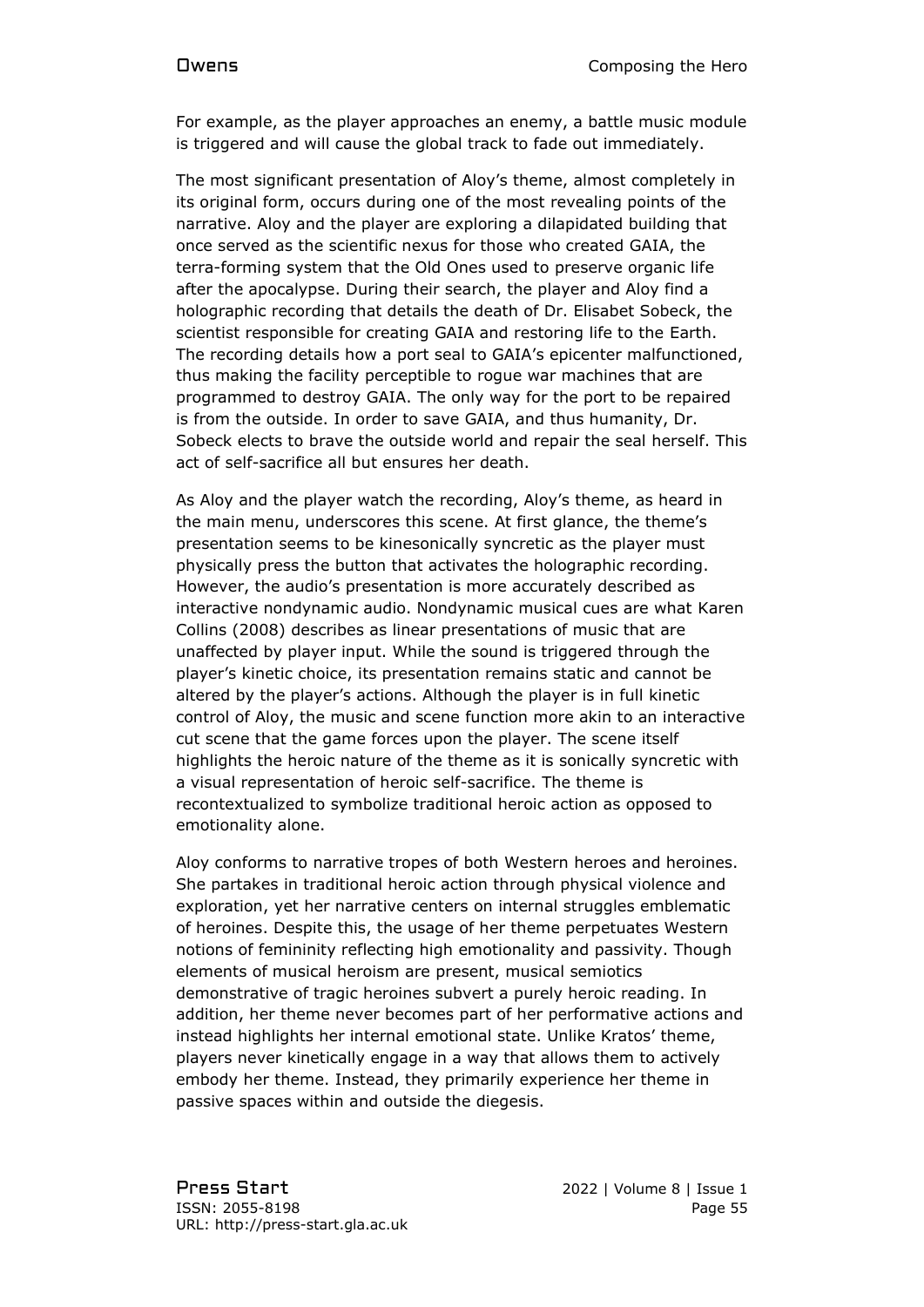For example, as the player approaches an enemy, a battle music module is triggered and will cause the global track to fade out immediately.

The most significant presentation of Aloy's theme, almost completely in its original form, occurs during one of the most revealing points of the narrative. Aloy and the player are exploring a dilapidated building that once served as the scientific nexus for those who created GAIA, the terra-forming system that the Old Ones used to preserve organic life after the apocalypse. During their search, the player and Aloy find a holographic recording that details the death of Dr. Elisabet Sobeck, the scientist responsible for creating GAIA and restoring life to the Earth. The recording details how a port seal to GAIA's epicenter malfunctioned, thus making the facility perceptible to rogue war machines that are programmed to destroy GAIA. The only way for the port to be repaired is from the outside. In order to save GAIA, and thus humanity, Dr. Sobeck elects to brave the outside world and repair the seal herself. This act of self-sacrifice all but ensures her death.

As Aloy and the player watch the recording, Aloy's theme, as heard in the main menu, underscores this scene. At first glance, the theme's presentation seems to be kinesonically syncretic as the player must physically press the button that activates the holographic recording. However, the audio's presentation is more accurately described as interactive nondynamic audio. Nondynamic musical cues are what Karen Collins (2008) describes as linear presentations of music that are unaffected by player input. While the sound is triggered through the player's kinetic choice, its presentation remains static and cannot be altered by the player's actions. Although the player is in full kinetic control of Aloy, the music and scene function more akin to an interactive cut scene that the game forces upon the player. The scene itself highlights the heroic nature of the theme as it is sonically syncretic with a visual representation of heroic self-sacrifice. The theme is recontextualized to symbolize traditional heroic action as opposed to emotionality alone.

Aloy conforms to narrative tropes of both Western heroes and heroines. She partakes in traditional heroic action through physical violence and exploration, yet her narrative centers on internal struggles emblematic of heroines. Despite this, the usage of her theme perpetuates Western notions of femininity reflecting high emotionality and passivity. Though elements of musical heroism are present, musical semiotics demonstrative of tragic heroines subvert a purely heroic reading. In addition, her theme never becomes part of her performative actions and instead highlights her internal emotional state. Unlike Kratos' theme, players never kinetically engage in a way that allows them to actively embody her theme. Instead, they primarily experience her theme in passive spaces within and outside the diegesis.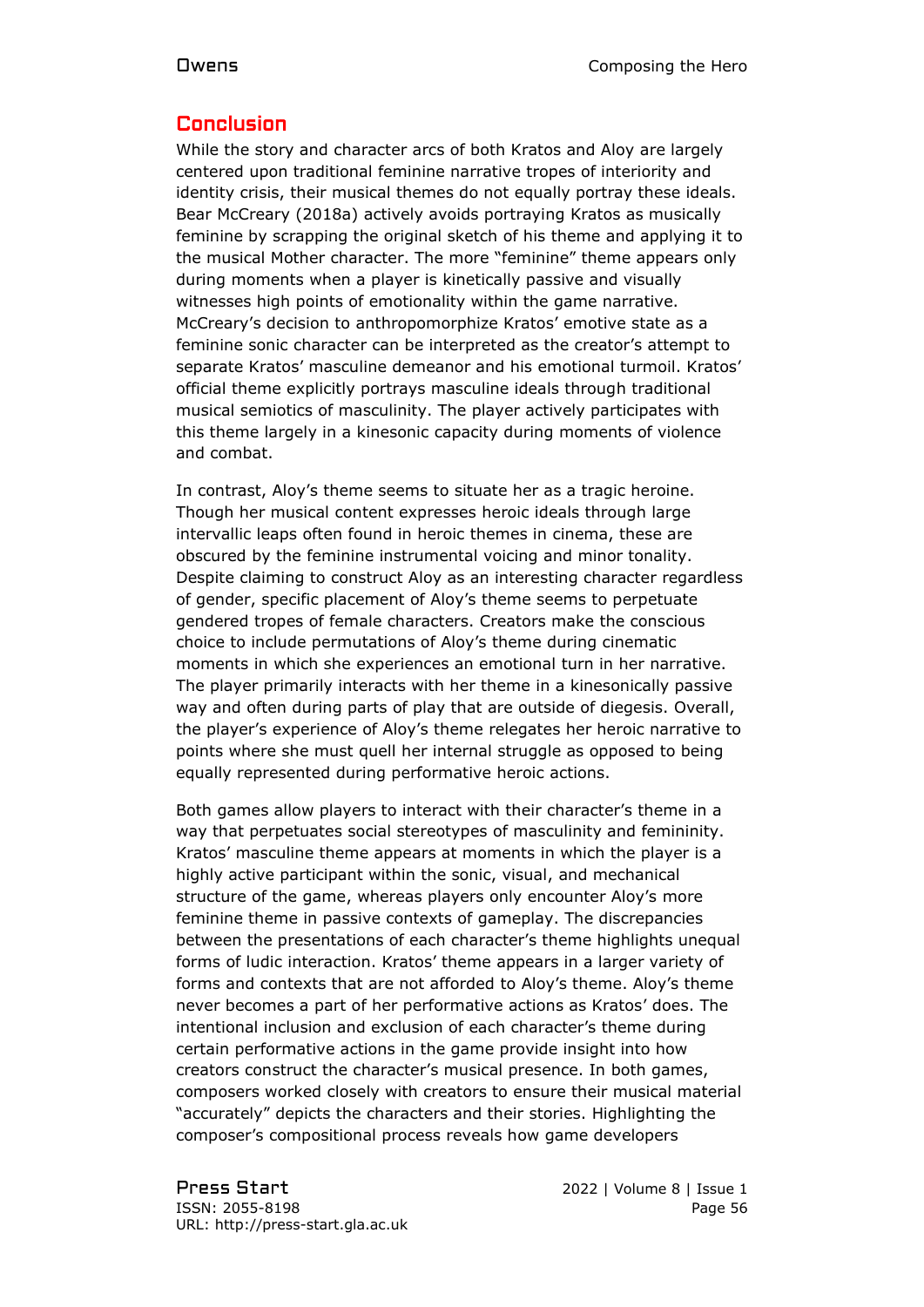## Conclusion

While the story and character arcs of both Kratos and Aloy are largely centered upon traditional feminine narrative tropes of interiority and identity crisis, their musical themes do not equally portray these ideals. Bear McCreary (2018a) actively avoids portraying Kratos as musically feminine by scrapping the original sketch of his theme and applying it to the musical Mother character. The more "feminine" theme appears only during moments when a player is kinetically passive and visually witnesses high points of emotionality within the game narrative. McCreary's decision to anthropomorphize Kratos' emotive state as a feminine sonic character can be interpreted as the creator's attempt to separate Kratos' masculine demeanor and his emotional turmoil. Kratos' official theme explicitly portrays masculine ideals through traditional musical semiotics of masculinity. The player actively participates with this theme largely in a kinesonic capacity during moments of violence and combat.

In contrast, Aloy's theme seems to situate her as a tragic heroine. Though her musical content expresses heroic ideals through large intervallic leaps often found in heroic themes in cinema, these are obscured by the feminine instrumental voicing and minor tonality. Despite claiming to construct Aloy as an interesting character regardless of gender, specific placement of Aloy's theme seems to perpetuate gendered tropes of female characters. Creators make the conscious choice to include permutations of Aloy's theme during cinematic moments in which she experiences an emotional turn in her narrative. The player primarily interacts with her theme in a kinesonically passive way and often during parts of play that are outside of diegesis. Overall, the player's experience of Aloy's theme relegates her heroic narrative to points where she must quell her internal struggle as opposed to being equally represented during performative heroic actions.

Both games allow players to interact with their character's theme in a way that perpetuates social stereotypes of masculinity and femininity. Kratos' masculine theme appears at moments in which the player is a highly active participant within the sonic, visual, and mechanical structure of the game, whereas players only encounter Aloy's more feminine theme in passive contexts of gameplay. The discrepancies between the presentations of each character's theme highlights unequal forms of ludic interaction. Kratos' theme appears in a larger variety of forms and contexts that are not afforded to Aloy's theme. Aloy's theme never becomes a part of her performative actions as Kratos' does. The intentional inclusion and exclusion of each character's theme during certain performative actions in the game provide insight into how creators construct the character's musical presence. In both games, composers worked closely with creators to ensure their musical material "accurately" depicts the characters and their stories. Highlighting the composer's compositional process reveals how game developers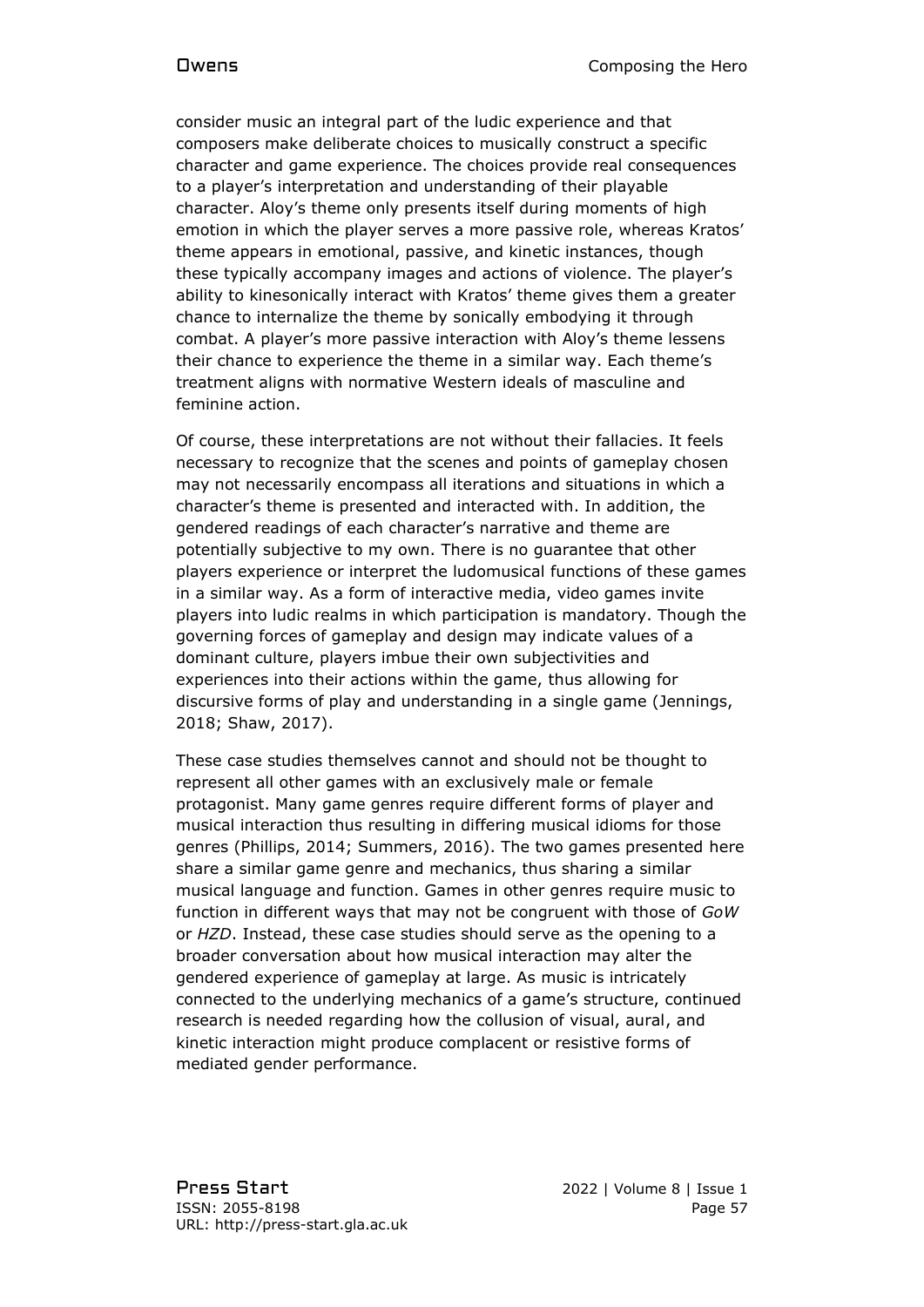consider music an integral part of the ludic experience and that composers make deliberate choices to musically construct a specific character and game experience. The choices provide real consequences to a player's interpretation and understanding of their playable character. Aloy's theme only presents itself during moments of high emotion in which the player serves a more passive role, whereas Kratos' theme appears in emotional, passive, and kinetic instances, though these typically accompany images and actions of violence. The player's ability to kinesonically interact with Kratos' theme gives them a greater chance to internalize the theme by sonically embodying it through combat. A player's more passive interaction with Aloy's theme lessens their chance to experience the theme in a similar way. Each theme's treatment aligns with normative Western ideals of masculine and feminine action.

Of course, these interpretations are not without their fallacies. It feels necessary to recognize that the scenes and points of gameplay chosen may not necessarily encompass all iterations and situations in which a character's theme is presented and interacted with. In addition, the gendered readings of each character's narrative and theme are potentially subjective to my own. There is no guarantee that other players experience or interpret the ludomusical functions of these games in a similar way. As a form of interactive media, video games invite players into ludic realms in which participation is mandatory. Though the governing forces of gameplay and design may indicate values of a dominant culture, players imbue their own subjectivities and experiences into their actions within the game, thus allowing for discursive forms of play and understanding in a single game (Jennings, 2018; Shaw, 2017).

These case studies themselves cannot and should not be thought to represent all other games with an exclusively male or female protagonist. Many game genres require different forms of player and musical interaction thus resulting in differing musical idioms for those genres (Phillips, 2014; Summers, 2016). The two games presented here share a similar game genre and mechanics, thus sharing a similar musical language and function. Games in other genres require music to function in different ways that may not be congruent with those of *GoW* or *HZD*. Instead, these case studies should serve as the opening to a broader conversation about how musical interaction may alter the gendered experience of gameplay at large. As music is intricately connected to the underlying mechanics of a game's structure, continued research is needed regarding how the collusion of visual, aural, and kinetic interaction might produce complacent or resistive forms of mediated gender performance.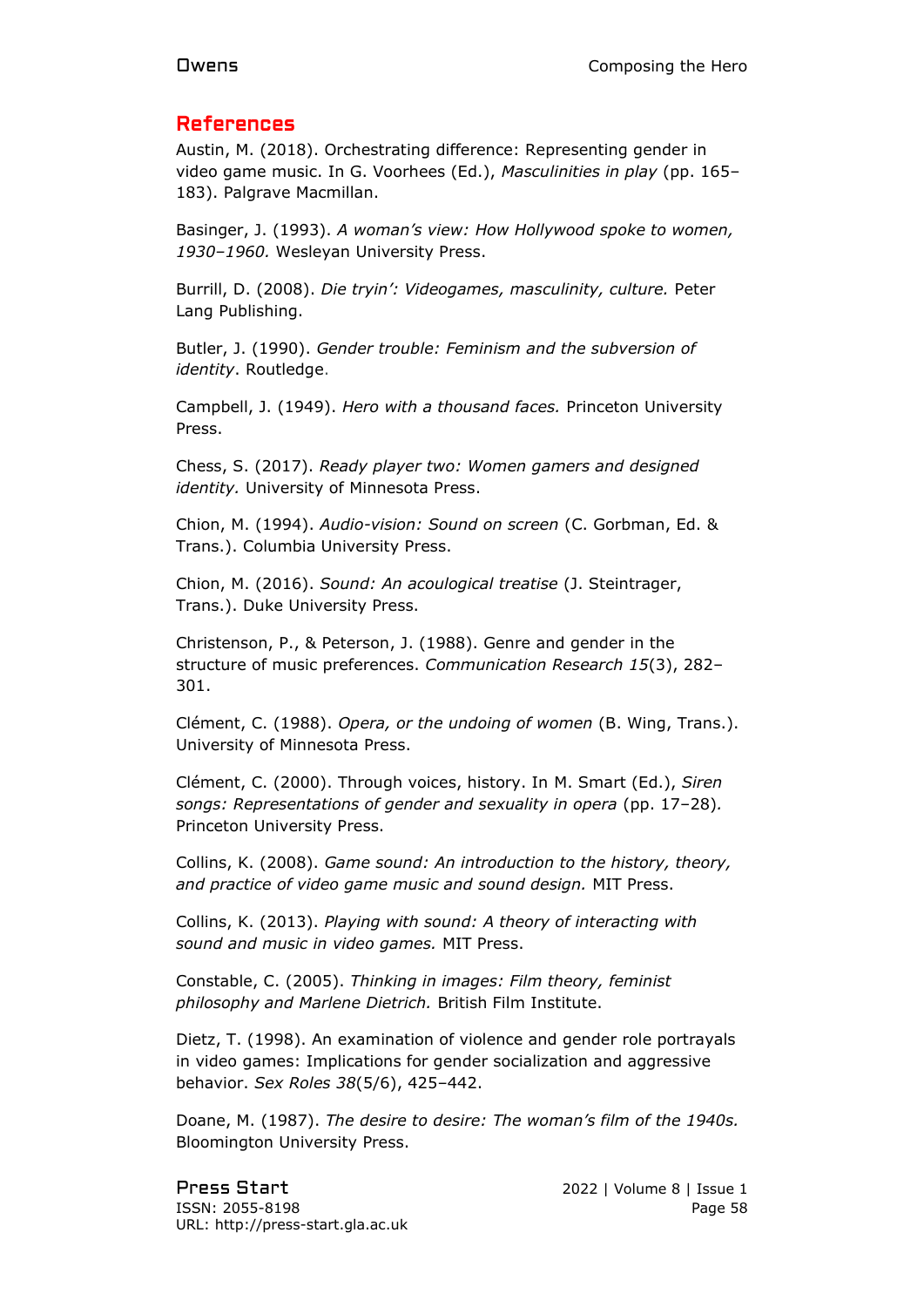## References

Austin, M. (2018). Orchestrating difference: Representing gender in video game music. In G. Voorhees (Ed.), *Masculinities in play* (pp. 165–183). Palgrave Macmillan.

Basinger, J. (1993). *A woman's view: How Hollywood spoke to women, 1930–1960.* Wesleyan University Press.

Burrill, D. (2008). *Die tryin': Videogames, masculinity, culture.* Peter Lang Publishing.

Butler, J. (1990). *Gender trouble: Feminism and the subversion of identity*. Routledge.

Campbell, J. (1949). *Hero with a thousand faces.* Princeton University Press.

Chess, S. (2017). *Ready player two: Women gamers and designed identity.* University of Minnesota Press.

Chion, M. (1994). *Audio-vision: Sound on screen* (C. Gorbman, Ed. & Trans.). Columbia University Press.

Chion, M. (2016). *Sound: An acoulogical treatise* (J. Steintrager, Trans.). Duke University Press.

Christenson, P., & Peterson, J. (1988). Genre and gender in the structure of music preferences. *Communication Research 15*(3), 282–301.

Clément, C. (1988). *Opera, or the undoing of women* (B. Wing, Trans.). University of Minnesota Press.

Clément, C. (2000). Through voices, history. In M. Smart (Ed.), *Siren songs: Representations of gender and sexuality in opera* (pp. 17–28). Princeton University Press.

Collins, K. (2008). *Game sound: An introduction to the history, theory, and practice of video game music and sound design.* MIT Press.

Collins, K. (2013). *Playing with sound: A theory of interacting with sound and music in video games.* MIT Press.

Constable, C. (2005). *Thinking in images: Film theory, feminist philosophy and Marlene Dietrich.* British Film Institute.

Dietz, T. (1998). An examination of violence and gender role portrayals in video games: Implications for gender socialization and aggressive behavior. *Sex Roles 38*(5/6), 425–442.

Doane, M. (1987). *The desire to desire: The woman's film of the 1940s.* Bloomington University Press.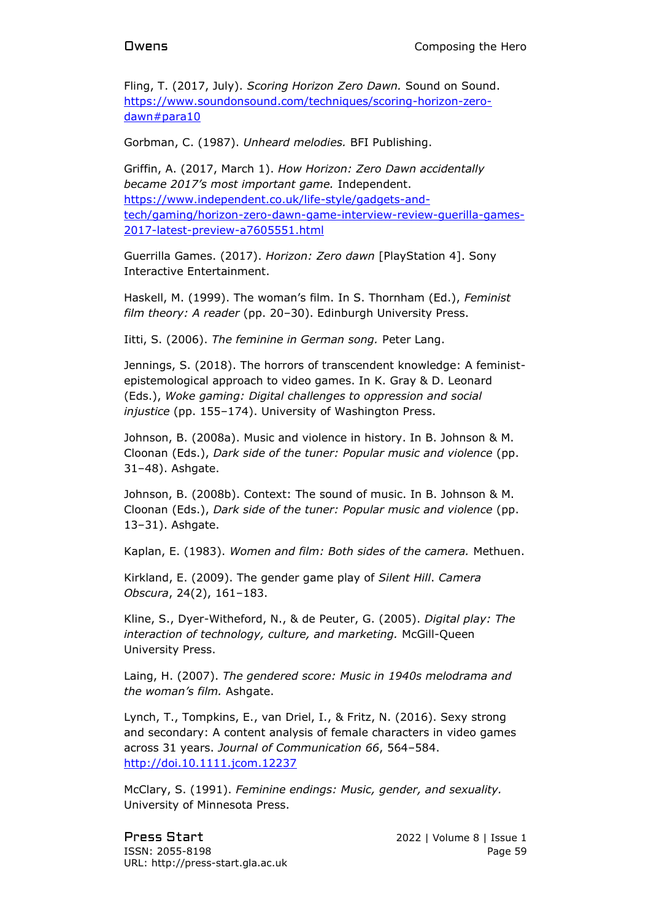Fling, T. (2017, July). *Scoring Horizon Zero Dawn.* Sound on Sound. https://www.soundonsound.com/techniques/scoring-horizon-zero-dawn#para10

Gorbman, C. (1987). *Unheard melodies.* BFI Publishing.

Griffin, A. (2017, March 1). *How Horizon: Zero Dawn accidentally became 2017's most important game.* Independent. https://www.independent.co.uk/life-style/gadgets-and-tech/gaming/horizon-zero-dawn-game-interview-review-guerilla-games-2017-latest-preview-a7605551.html

Guerrilla Games. (2017). *Horizon: Zero dawn* [PlayStation 4]. Sony Interactive Entertainment.

Haskell, M. (1999). The woman's film. In S. Thornham (Ed.), *Feminist film theory: A reader* (pp. 20–30). Edinburgh University Press.

Iitti, S. (2006). *The feminine in German song.* Peter Lang.

Jennings, S. (2018). The horrors of transcendent knowledge: A feminist-epistemological approach to video games. In K. Gray & D. Leonard (Eds.), *Woke gaming: Digital challenges to oppression and social injustice* (pp. 155–174). University of Washington Press.

Johnson, B. (2008a). Music and violence in history. In B. Johnson & M. Cloonan (Eds.), *Dark side of the tuner: Popular music and violence* (pp. 31–48). Ashgate.

Johnson, B. (2008b). Context: The sound of music. In B. Johnson & M. Cloonan (Eds.), *Dark side of the tuner: Popular music and violence* (pp. 13–31). Ashgate.

Kaplan, E. (1983). *Women and film: Both sides of the camera.* Methuen.

Kirkland, E. (2009). The gender game play of *Silent Hill*. *Camera Obscura*, 24(2), 161–183.

Kline, S., Dyer-Witheford, N., & de Peuter, G. (2005). *Digital play: The interaction of technology, culture, and marketing.* McGill-Queen University Press.

Laing, H. (2007). *The gendered score: Music in 1940s melodrama and the woman's film.* Ashgate.

Lynch, T., Tompkins, E., van Driel, I., & Fritz, N. (2016). Sexy strong and secondary: A content analysis of female characters in video games across 31 years. *Journal of Communication 66*, 564–584. http://doi.10.1111.jcom.12237

McClary, S. (1991). *Feminine endings: Music, gender, and sexuality.* University of Minnesota Press.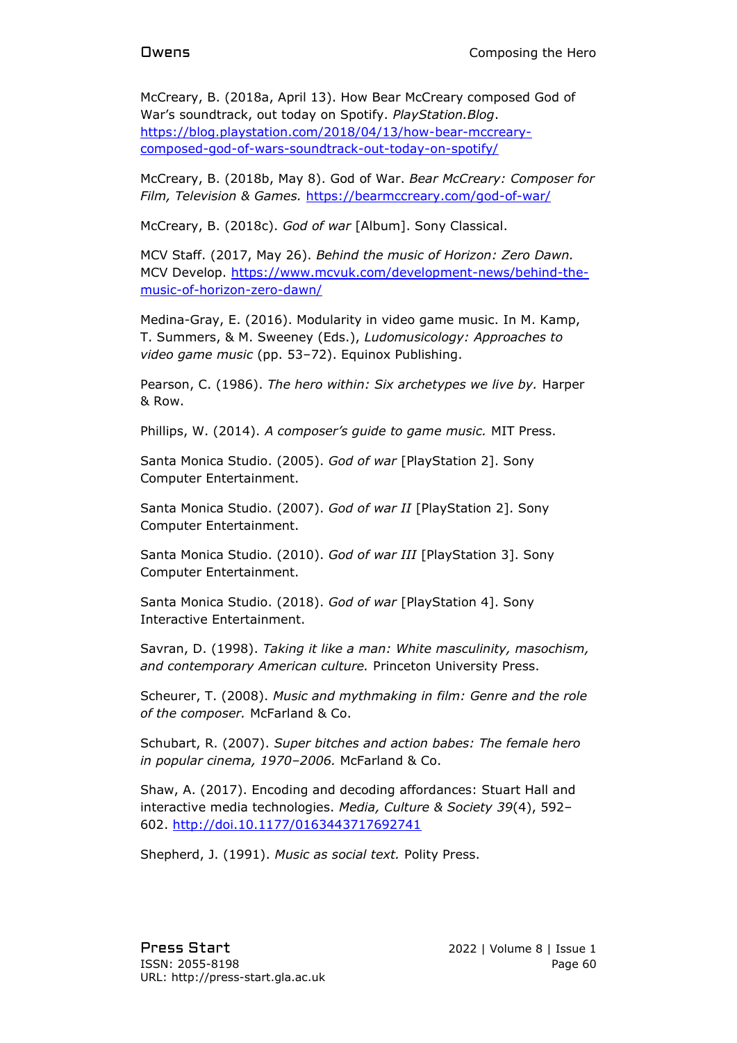McCreary, B. (2018a, April 13). How Bear McCreary composed God of War's soundtrack, out today on Spotify. *PlayStation.Blog*. https://blog.playstation.com/2018/04/13/how-bear-mccreary-composed-god-of-wars-soundtrack-out-today-on-spotify/

McCreary, B. (2018b, May 8). God of War. *Bear McCreary: Composer for Film, Television & Games.* https://bearmccreary.com/god-of-war/

McCreary, B. (2018c). *God of war* [Album]. Sony Classical.

MCV Staff. (2017, May 26). *Behind the music of Horizon: Zero Dawn.* MCV Develop. https://www.mcvuk.com/development-news/behind-the-music-of-horizon-zero-dawn/

Medina-Gray, E. (2016). Modularity in video game music. In M. Kamp, T. Summers, & M. Sweeney (Eds.), *Ludomusicology: Approaches to video game music* (pp. 53–72). Equinox Publishing.

Pearson, C. (1986). *The hero within: Six archetypes we live by.* Harper & Row.

Phillips, W. (2014). *A composer's guide to game music.* MIT Press.

Santa Monica Studio. (2005). *God of war* [PlayStation 2]. Sony Computer Entertainment.

Santa Monica Studio. (2007). *God of war II* [PlayStation 2]. Sony Computer Entertainment.

Santa Monica Studio. (2010). *God of war III* [PlayStation 3]. Sony Computer Entertainment.

Santa Monica Studio. (2018). *God of war* [PlayStation 4]. Sony Interactive Entertainment.

Savran, D. (1998). *Taking it like a man: White masculinity, masochism, and contemporary American culture.* Princeton University Press.

Scheurer, T. (2008). *Music and mythmaking in film: Genre and the role of the composer.* McFarland & Co.

Schubart, R. (2007). *Super bitches and action babes: The female hero in popular cinema, 1970–2006.* McFarland & Co.

Shaw, A. (2017). Encoding and decoding affordances: Stuart Hall and interactive media technologies. *Media, Culture & Society 39*(4), 592–602. http://doi.10.1177/0163443717692741

Shepherd, J. (1991). *Music as social text.* Polity Press.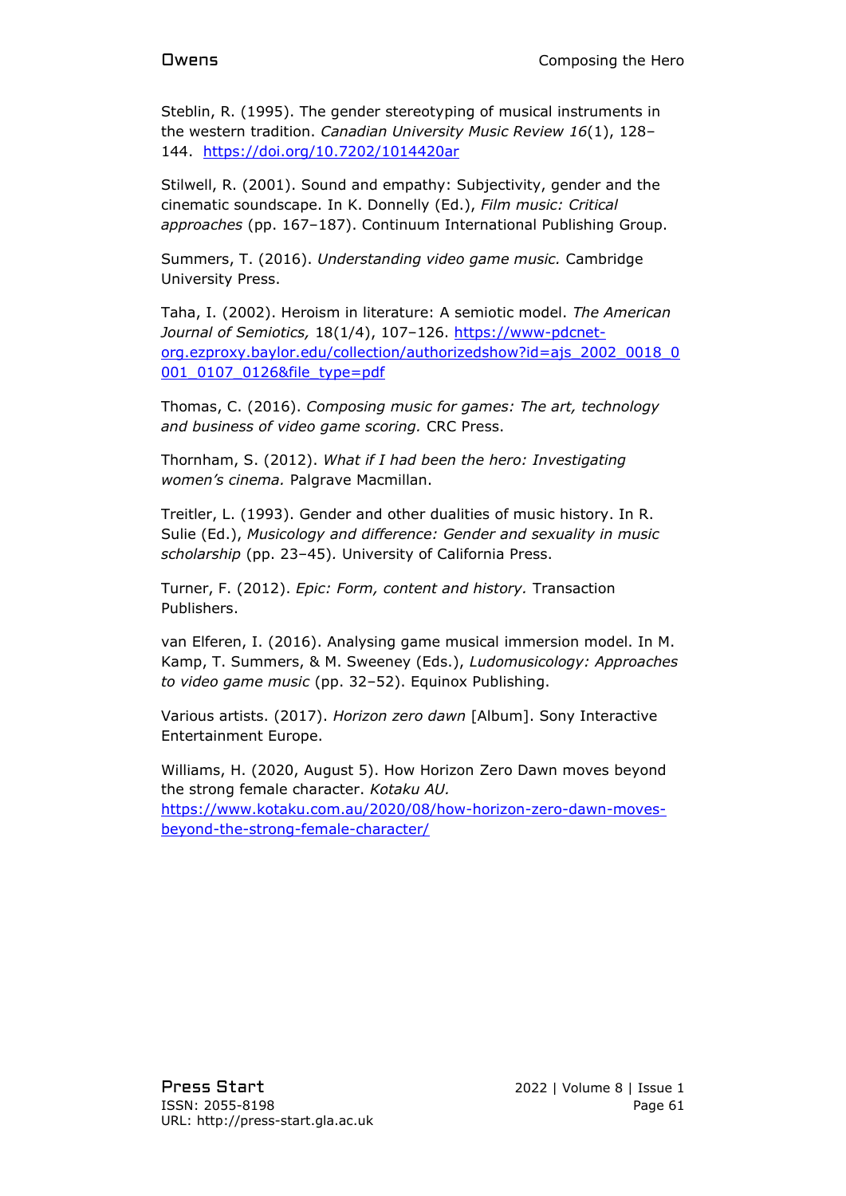Steblin, R. (1995). The gender stereotyping of musical instruments in the western tradition. *Canadian University Music Review 16*(1), 128–144. https://doi.org/10.7202/1014420ar

Stilwell, R. (2001). Sound and empathy: Subjectivity, gender and the cinematic soundscape. In K. Donnelly (Ed.), *Film music: Critical approaches* (pp. 167–187). Continuum International Publishing Group.

Summers, T. (2016). *Understanding video game music.* Cambridge University Press.

Taha, I. (2002). Heroism in literature: A semiotic model. *The American Journal of Semiotics,* 18(1/4), 107–126. https://www-pdcnet-org.ezproxy.baylor.edu/collection/authorizedshow?id=ajs_2002_0018_0001_0107_0126&file_type=pdf

Thomas, C. (2016). *Composing music for games: The art, technology and business of video game scoring.* CRC Press.

Thornham, S. (2012). *What if I had been the hero: Investigating women's cinema.* Palgrave Macmillan.

Treitler, L. (1993). Gender and other dualities of music history. In R. Sulie (Ed.), *Musicology and difference: Gender and sexuality in music scholarship* (pp. 23–45). University of California Press.

Turner, F. (2012). *Epic: Form, content and history.* Transaction Publishers.

van Elferen, I. (2016). Analysing game musical immersion model. In M. Kamp, T. Summers, & M. Sweeney (Eds.), *Ludomusicology: Approaches to video game music* (pp. 32–52). Equinox Publishing.

Various artists. (2017). *Horizon zero dawn* [Album]. Sony Interactive Entertainment Europe.

Williams, H. (2020, August 5). How Horizon Zero Dawn moves beyond the strong female character. *Kotaku AU.* https://www.kotaku.com.au/2020/08/how-horizon-zero-dawn-moves-beyond-the-strong-female-character/